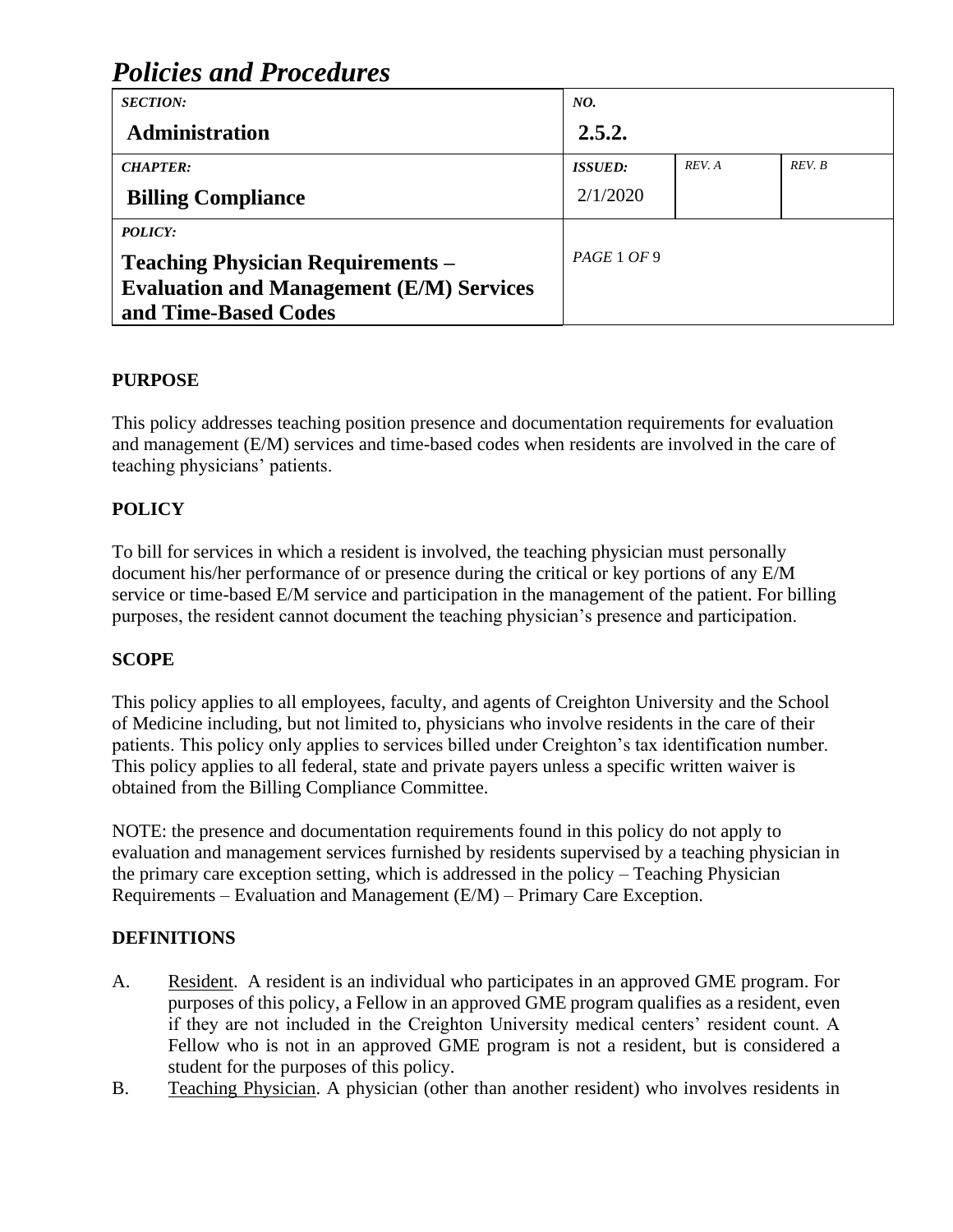# *Policies and Procedures*

| *SECTION:* **Administration** | *NO.* **2.5.2.** | | |
|---|---|---|---|
| *CHAPTER:* **Billing Compliance** | *ISSUED:* 2/1/2020 | *REV. A* | *REV. B* |
| *POLICY:* **Teaching Physician Requirements – Evaluation and Management (E/M) Services and Time-Based Codes** | *PAGE* 1 *OF* 9 | | |

## PURPOSE

This policy addresses teaching position presence and documentation requirements for evaluation and management (E/M) services and time-based codes when residents are involved in the care of teaching physicians' patients.

## POLICY

To bill for services in which a resident is involved, the teaching physician must personally document his/her performance of or presence during the critical or key portions of any E/M service or time-based E/M service and participation in the management of the patient. For billing purposes, the resident cannot document the teaching physician's presence and participation.

## SCOPE

This policy applies to all employees, faculty, and agents of Creighton University and the School of Medicine including, but not limited to, physicians who involve residents in the care of their patients. This policy only applies to services billed under Creighton's tax identification number. This policy applies to all federal, state and private payers unless a specific written waiver is obtained from the Billing Compliance Committee.

NOTE: the presence and documentation requirements found in this policy do not apply to evaluation and management services furnished by residents supervised by a teaching physician in the primary care exception setting, which is addressed in the policy – Teaching Physician Requirements – Evaluation and Management (E/M) – Primary Care Exception.

## DEFINITIONS

A. Resident. A resident is an individual who participates in an approved GME program. For purposes of this policy, a Fellow in an approved GME program qualifies as a resident, even if they are not included in the Creighton University medical centers' resident count. A Fellow who is not in an approved GME program is not a resident, but is considered a student for the purposes of this policy.

B. Teaching Physician. A physician (other than another resident) who involves residents in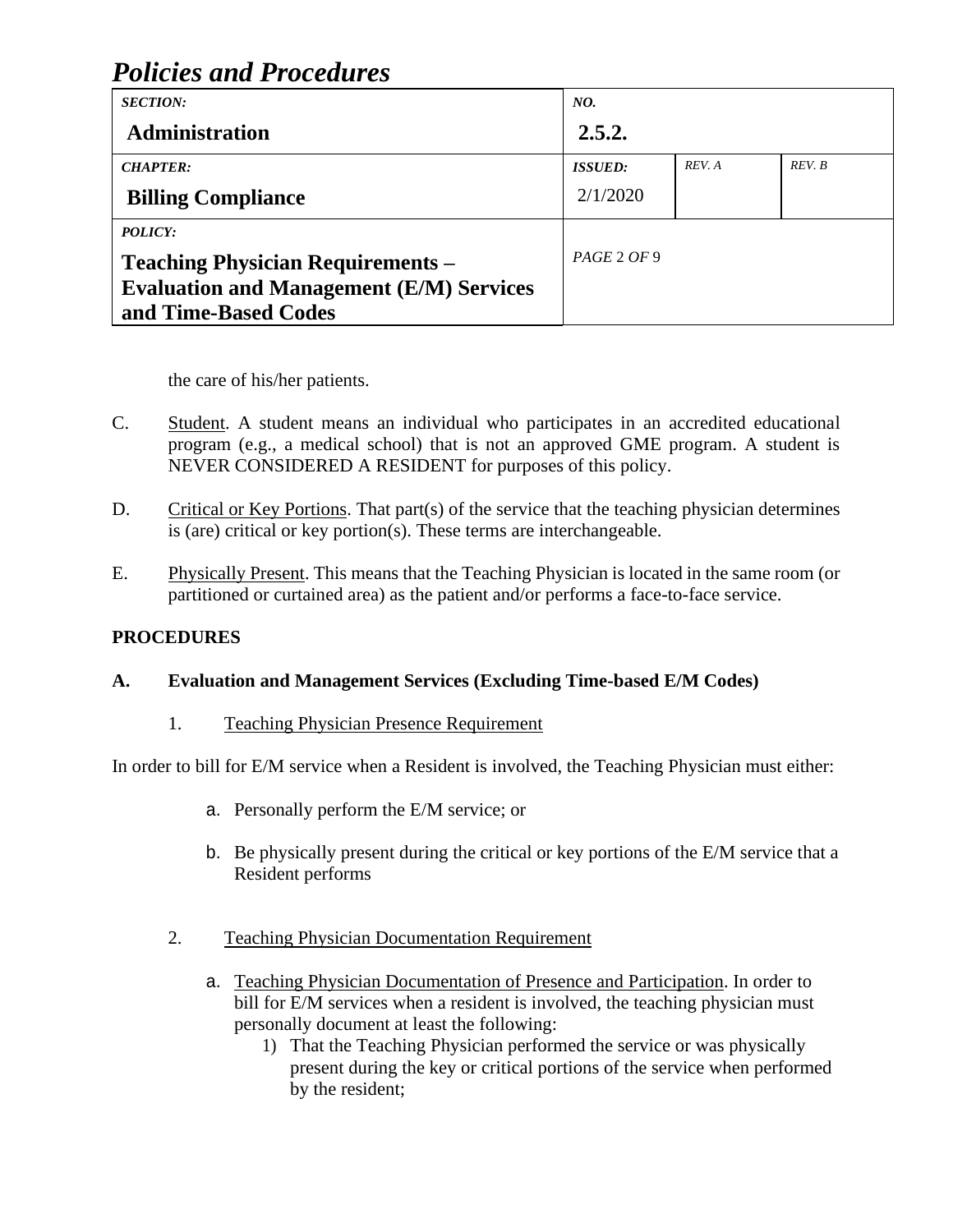the care of his/her patients.

C. Student. A student means an individual who participates in an accredited educational program (e.g., a medical school) that is not an approved GME program. A student is NEVER CONSIDERED A RESIDENT for purposes of this policy.

D. Critical or Key Portions. That part(s) of the service that the teaching physician determines is (are) critical or key portion(s). These terms are interchangeable.

E. Physically Present. This means that the Teaching Physician is located in the same room (or partitioned or curtained area) as the patient and/or performs a face-to-face service.

**PROCEDURES**

**A. Evaluation and Management Services (Excluding Time-based E/M Codes)**

1. Teaching Physician Presence Requirement

In order to bill for E/M service when a Resident is involved, the Teaching Physician must either:

a. Personally perform the E/M service; or

b. Be physically present during the critical or key portions of the E/M service that a Resident performs

2. Teaching Physician Documentation Requirement

a. Teaching Physician Documentation of Presence and Participation. In order to bill for E/M services when a resident is involved, the teaching physician must personally document at least the following:
    1) That the Teaching Physician performed the service or was physically present during the key or critical portions of the service when performed by the resident;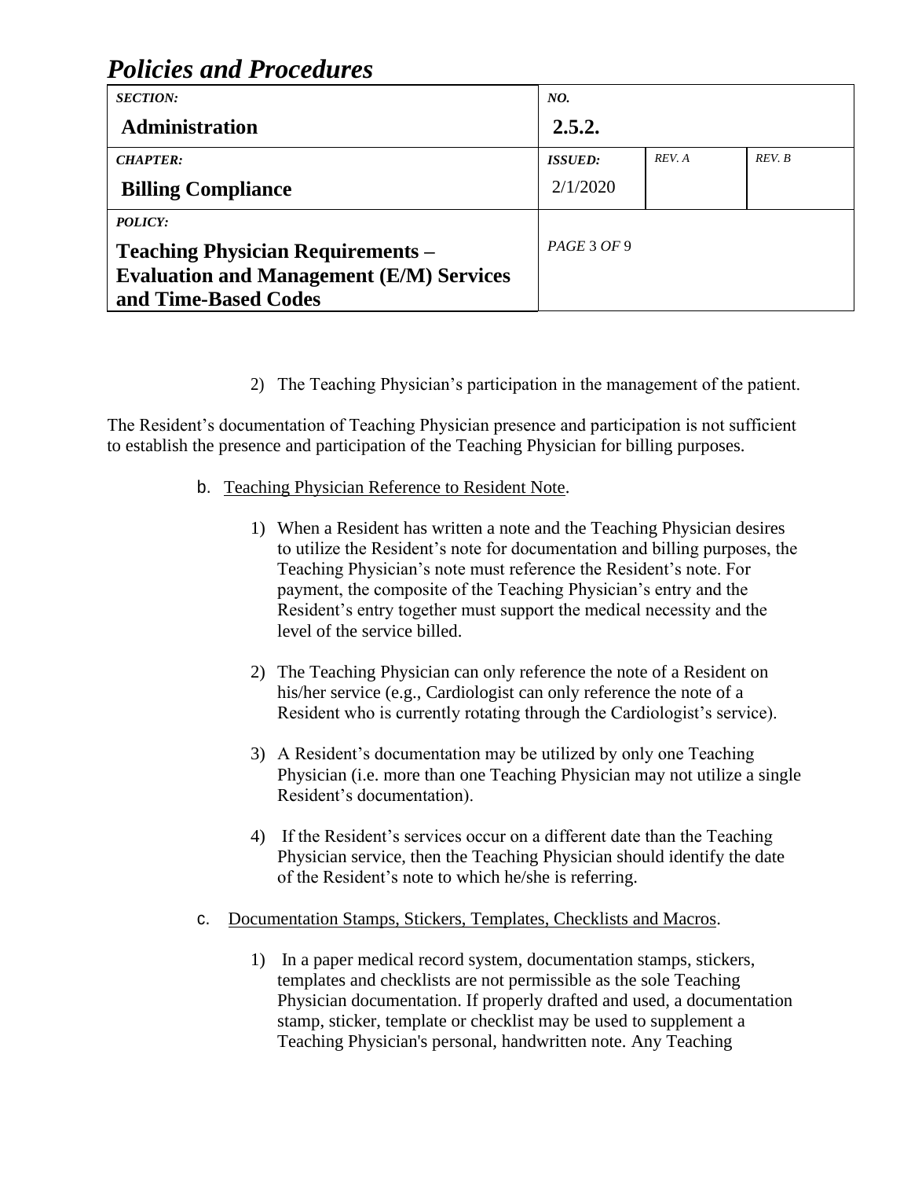2) The Teaching Physician's participation in the management of the patient.

The Resident's documentation of Teaching Physician presence and participation is not sufficient to establish the presence and participation of the Teaching Physician for billing purposes.

b. Teaching Physician Reference to Resident Note.

1) When a Resident has written a note and the Teaching Physician desires to utilize the Resident's note for documentation and billing purposes, the Teaching Physician's note must reference the Resident's note. For payment, the composite of the Teaching Physician's entry and the Resident's entry together must support the medical necessity and the level of the service billed.

2) The Teaching Physician can only reference the note of a Resident on his/her service (e.g., Cardiologist can only reference the note of a Resident who is currently rotating through the Cardiologist's service).

3) A Resident's documentation may be utilized by only one Teaching Physician (i.e. more than one Teaching Physician may not utilize a single Resident's documentation).

4) If the Resident's services occur on a different date than the Teaching Physician service, then the Teaching Physician should identify the date of the Resident's note to which he/she is referring.

c. Documentation Stamps, Stickers, Templates, Checklists and Macros.

1) In a paper medical record system, documentation stamps, stickers, templates and checklists are not permissible as the sole Teaching Physician documentation. If properly drafted and used, a documentation stamp, sticker, template or checklist may be used to supplement a Teaching Physician's personal, handwritten note. Any Teaching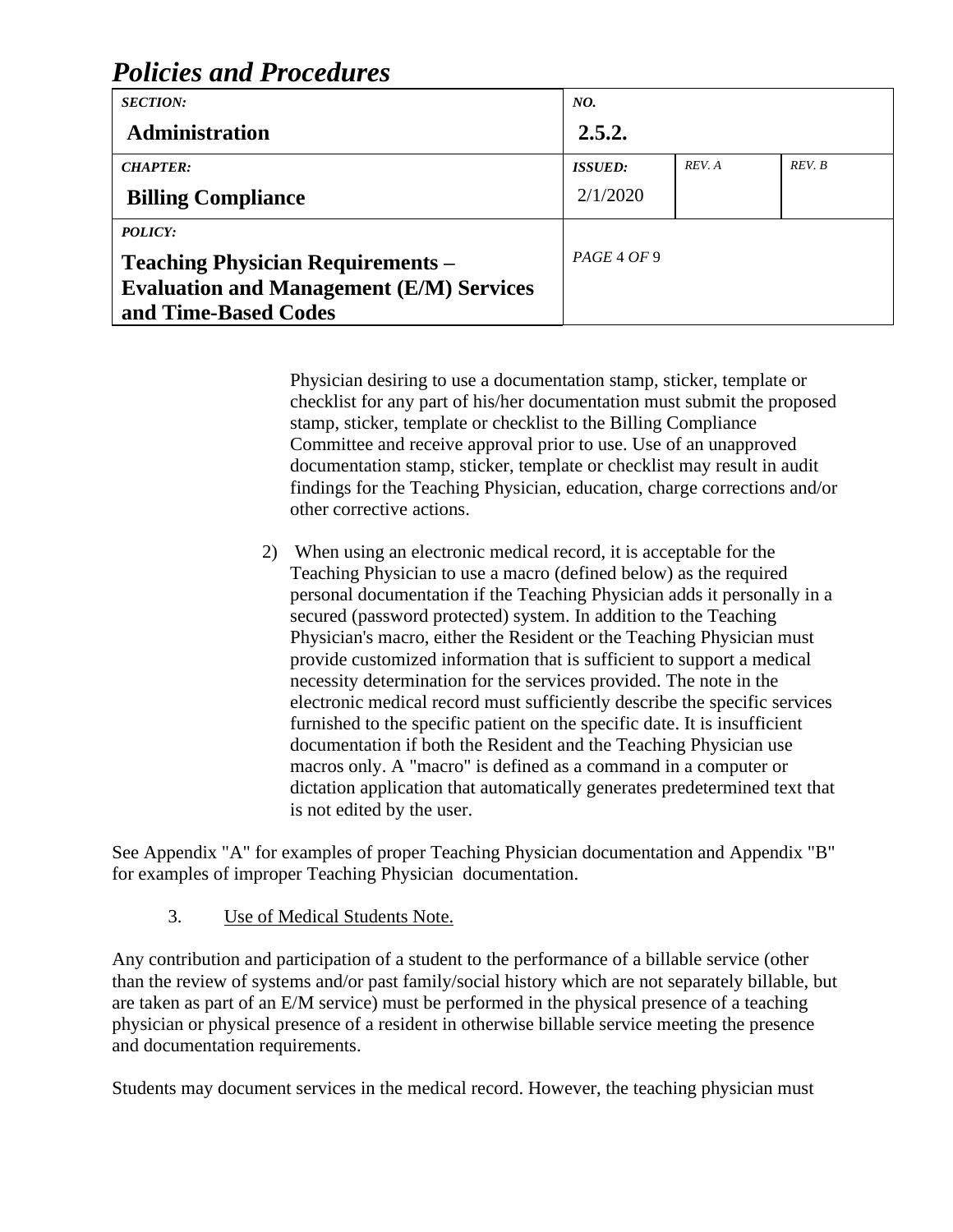Physician desiring to use a documentation stamp, sticker, template or checklist for any part of his/her documentation must submit the proposed stamp, sticker, template or checklist to the Billing Compliance Committee and receive approval prior to use. Use of an unapproved documentation stamp, sticker, template or checklist may result in audit findings for the Teaching Physician, education, charge corrections and/or other corrective actions.

2) When using an electronic medical record, it is acceptable for the Teaching Physician to use a macro (defined below) as the required personal documentation if the Teaching Physician adds it personally in a secured (password protected) system. In addition to the Teaching Physician's macro, either the Resident or the Teaching Physician must provide customized information that is sufficient to support a medical necessity determination for the services provided. The note in the electronic medical record must sufficiently describe the specific services furnished to the specific patient on the specific date. It is insufficient documentation if both the Resident and the Teaching Physician use macros only. A "macro" is defined as a command in a computer or dictation application that automatically generates predetermined text that is not edited by the user.

See Appendix "A" for examples of proper Teaching Physician documentation and Appendix "B" for examples of improper Teaching Physician documentation.

3. Use of Medical Students Note.

Any contribution and participation of a student to the performance of a billable service (other than the review of systems and/or past family/social history which are not separately billable, but are taken as part of an E/M service) must be performed in the physical presence of a teaching physician or physical presence of a resident in otherwise billable service meeting the presence and documentation requirements.

Students may document services in the medical record. However, the teaching physician must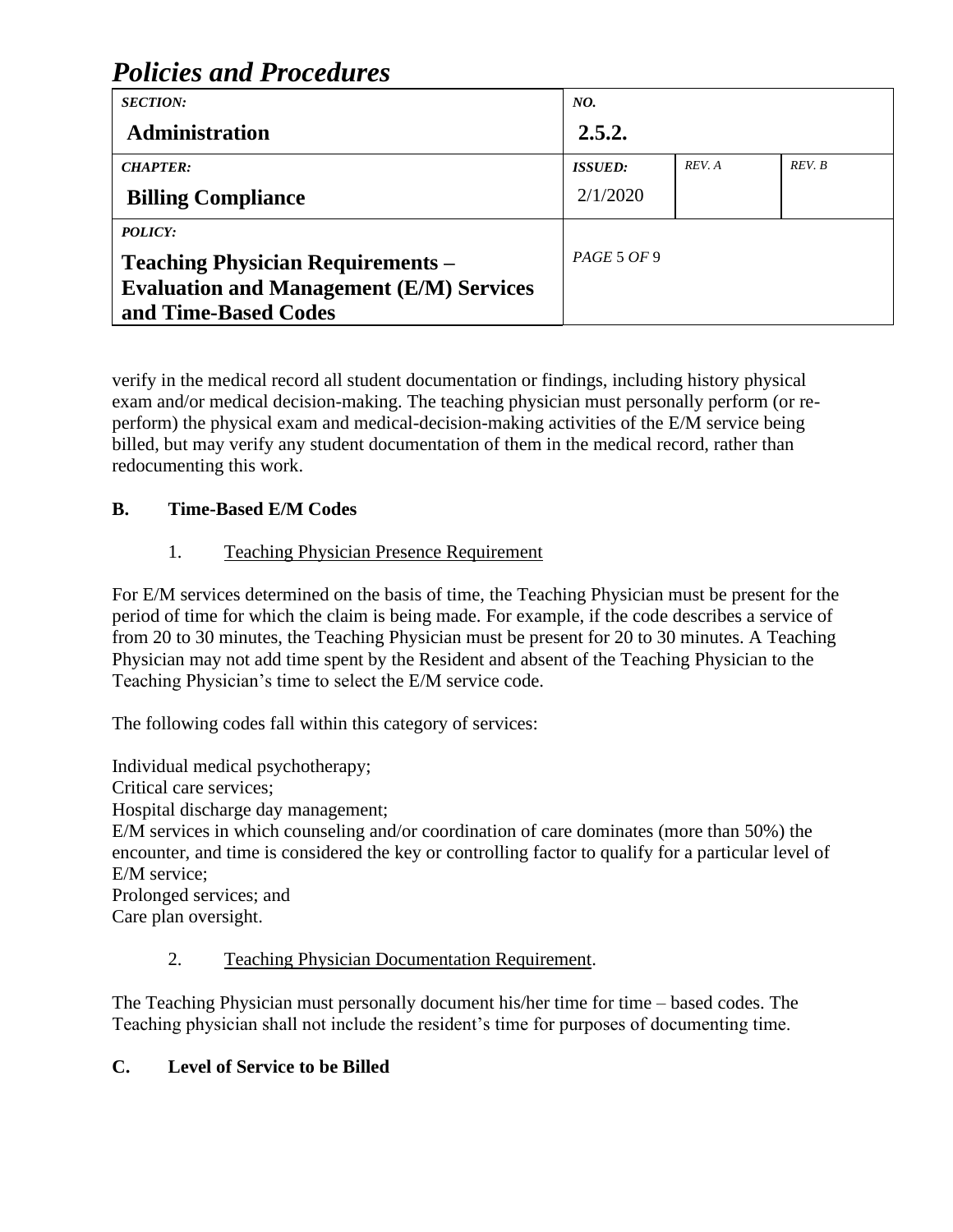verify in the medical record all student documentation or findings, including history physical exam and/or medical decision-making. The teaching physician must personally perform (or re-perform) the physical exam and medical-decision-making activities of the E/M service being billed, but may verify any student documentation of them in the medical record, rather than redocumenting this work.

## B. Time-Based E/M Codes

### 1. Teaching Physician Presence Requirement

For E/M services determined on the basis of time, the Teaching Physician must be present for the period of time for which the claim is being made. For example, if the code describes a service of from 20 to 30 minutes, the Teaching Physician must be present for 20 to 30 minutes. A Teaching Physician may not add time spent by the Resident and absent of the Teaching Physician to the Teaching Physician's time to select the E/M service code.

The following codes fall within this category of services:

Individual medical psychotherapy;
Critical care services;
Hospital discharge day management;
E/M services in which counseling and/or coordination of care dominates (more than 50%) the encounter, and time is considered the key or controlling factor to qualify for a particular level of E/M service;
Prolonged services; and
Care plan oversight.

### 2. Teaching Physician Documentation Requirement.

The Teaching Physician must personally document his/her time for time – based codes. The Teaching physician shall not include the resident's time for purposes of documenting time.

## C. Level of Service to be Billed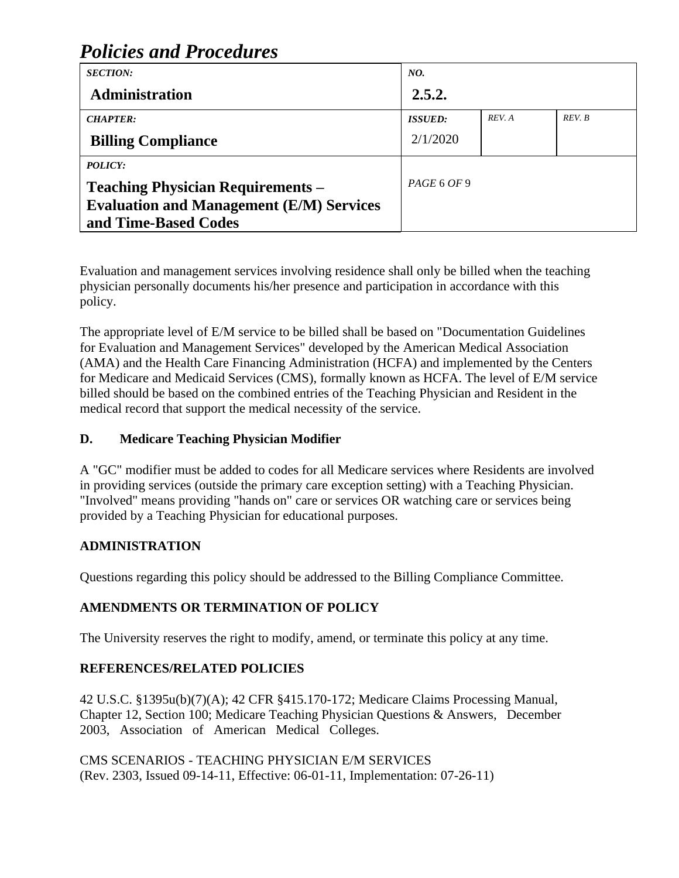Evaluation and management services involving residence shall only be billed when the teaching physician personally documents his/her presence and participation in accordance with this policy.

The appropriate level of E/M service to be billed shall be based on "Documentation Guidelines for Evaluation and Management Services" developed by the American Medical Association (AMA) and the Health Care Financing Administration (HCFA) and implemented by the Centers for Medicare and Medicaid Services (CMS), formally known as HCFA. The level of E/M service billed should be based on the combined entries of the Teaching Physician and Resident in the medical record that support the medical necessity of the service.

**D. Medicare Teaching Physician Modifier**

A "GC" modifier must be added to codes for all Medicare services where Residents are involved in providing services (outside the primary care exception setting) with a Teaching Physician. "Involved" means providing "hands on" care or services OR watching care or services being provided by a Teaching Physician for educational purposes.

**ADMINISTRATION**

Questions regarding this policy should be addressed to the Billing Compliance Committee.

**AMENDMENTS OR TERMINATION OF POLICY**

The University reserves the right to modify, amend, or terminate this policy at any time.

**REFERENCES/RELATED POLICIES**

42 U.S.C. §1395u(b)(7)(A); 42 CFR §415.170-172; Medicare Claims Processing Manual, Chapter 12, Section 100; Medicare Teaching Physician Questions & Answers, December 2003, Association of American Medical Colleges.

CMS SCENARIOS - TEACHING PHYSICIAN E/M SERVICES
(Rev. 2303, Issued 09-14-11, Effective: 06-01-11, Implementation: 07-26-11)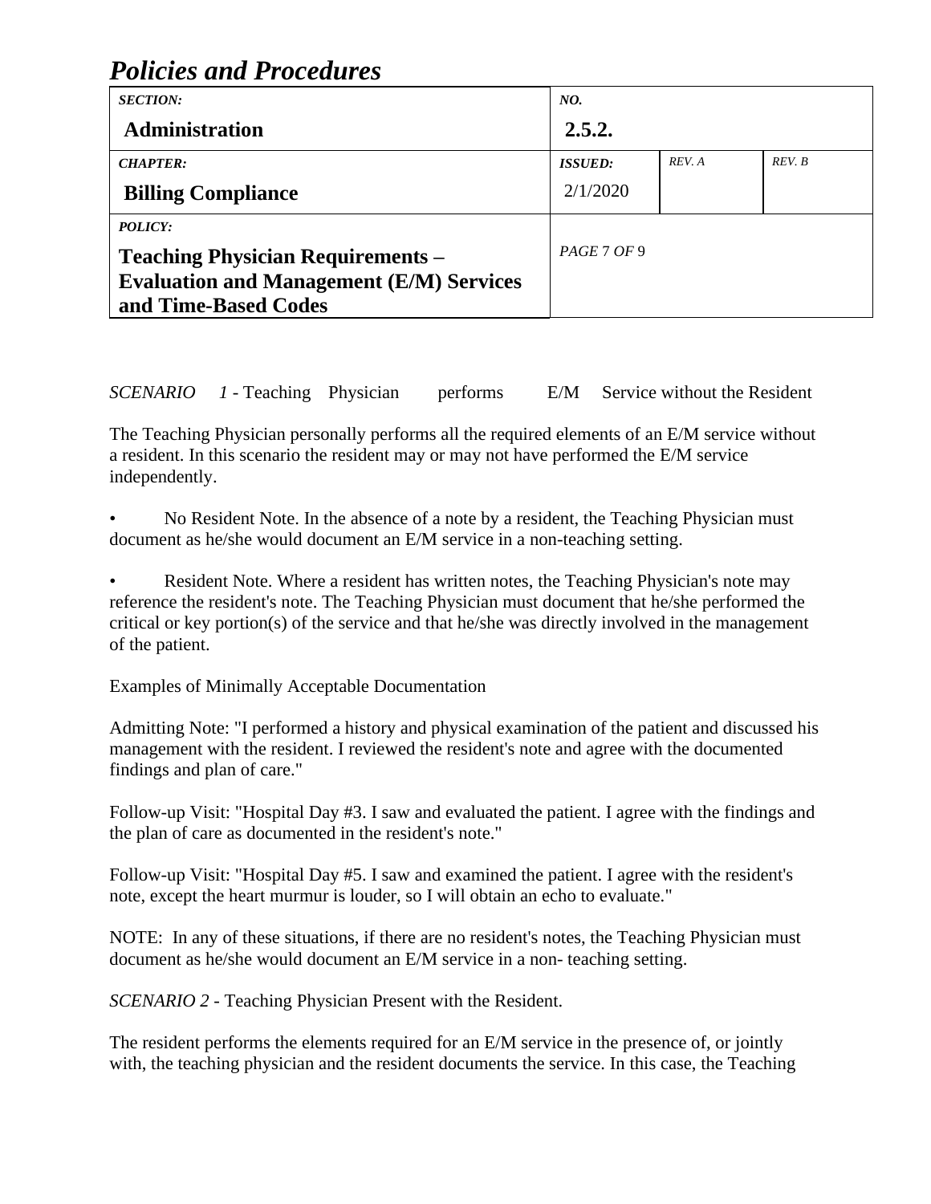*SCENARIO 1* - Teaching Physician performs E/M Service without the Resident

The Teaching Physician personally performs all the required elements of an E/M service without a resident. In this scenario the resident may or may not have performed the E/M service independently.

- No Resident Note. In the absence of a note by a resident, the Teaching Physician must document as he/she would document an E/M service in a non-teaching setting.

- Resident Note. Where a resident has written notes, the Teaching Physician's note may reference the resident's note. The Teaching Physician must document that he/she performed the critical or key portion(s) of the service and that he/she was directly involved in the management of the patient.

Examples of Minimally Acceptable Documentation

Admitting Note: "I performed a history and physical examination of the patient and discussed his management with the resident. I reviewed the resident's note and agree with the documented findings and plan of care."

Follow-up Visit: "Hospital Day #3. I saw and evaluated the patient. I agree with the findings and the plan of care as documented in the resident's note."

Follow-up Visit: "Hospital Day #5. I saw and examined the patient. I agree with the resident's note, except the heart murmur is louder, so I will obtain an echo to evaluate."

NOTE: In any of these situations, if there are no resident's notes, the Teaching Physician must document as he/she would document an E/M service in a non- teaching setting.

*SCENARIO 2* - Teaching Physician Present with the Resident.

The resident performs the elements required for an E/M service in the presence of, or jointly with, the teaching physician and the resident documents the service. In this case, the Teaching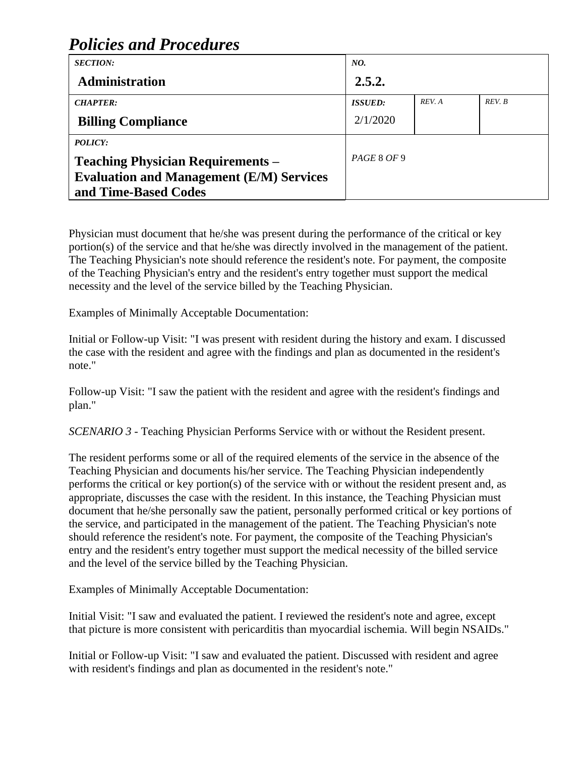Physician must document that he/she was present during the performance of the critical or key portion(s) of the service and that he/she was directly involved in the management of the patient. The Teaching Physician's note should reference the resident's note. For payment, the composite of the Teaching Physician's entry and the resident's entry together must support the medical necessity and the level of the service billed by the Teaching Physician.

Examples of Minimally Acceptable Documentation:

Initial or Follow-up Visit: "I was present with resident during the history and exam. I discussed the case with the resident and agree with the findings and plan as documented in the resident's note."

Follow-up Visit: "I saw the patient with the resident and agree with the resident's findings and plan."

*SCENARIO 3* - Teaching Physician Performs Service with or without the Resident present.

The resident performs some or all of the required elements of the service in the absence of the Teaching Physician and documents his/her service. The Teaching Physician independently performs the critical or key portion(s) of the service with or without the resident present and, as appropriate, discusses the case with the resident. In this instance, the Teaching Physician must document that he/she personally saw the patient, personally performed critical or key portions of the service, and participated in the management of the patient. The Teaching Physician's note should reference the resident's note. For payment, the composite of the Teaching Physician's entry and the resident's entry together must support the medical necessity of the billed service and the level of the service billed by the Teaching Physician.

Examples of Minimally Acceptable Documentation:

Initial Visit: "I saw and evaluated the patient. I reviewed the resident's note and agree, except that picture is more consistent with pericarditis than myocardial ischemia. Will begin NSAIDs."

Initial or Follow-up Visit: "I saw and evaluated the patient. Discussed with resident and agree with resident's findings and plan as documented in the resident's note."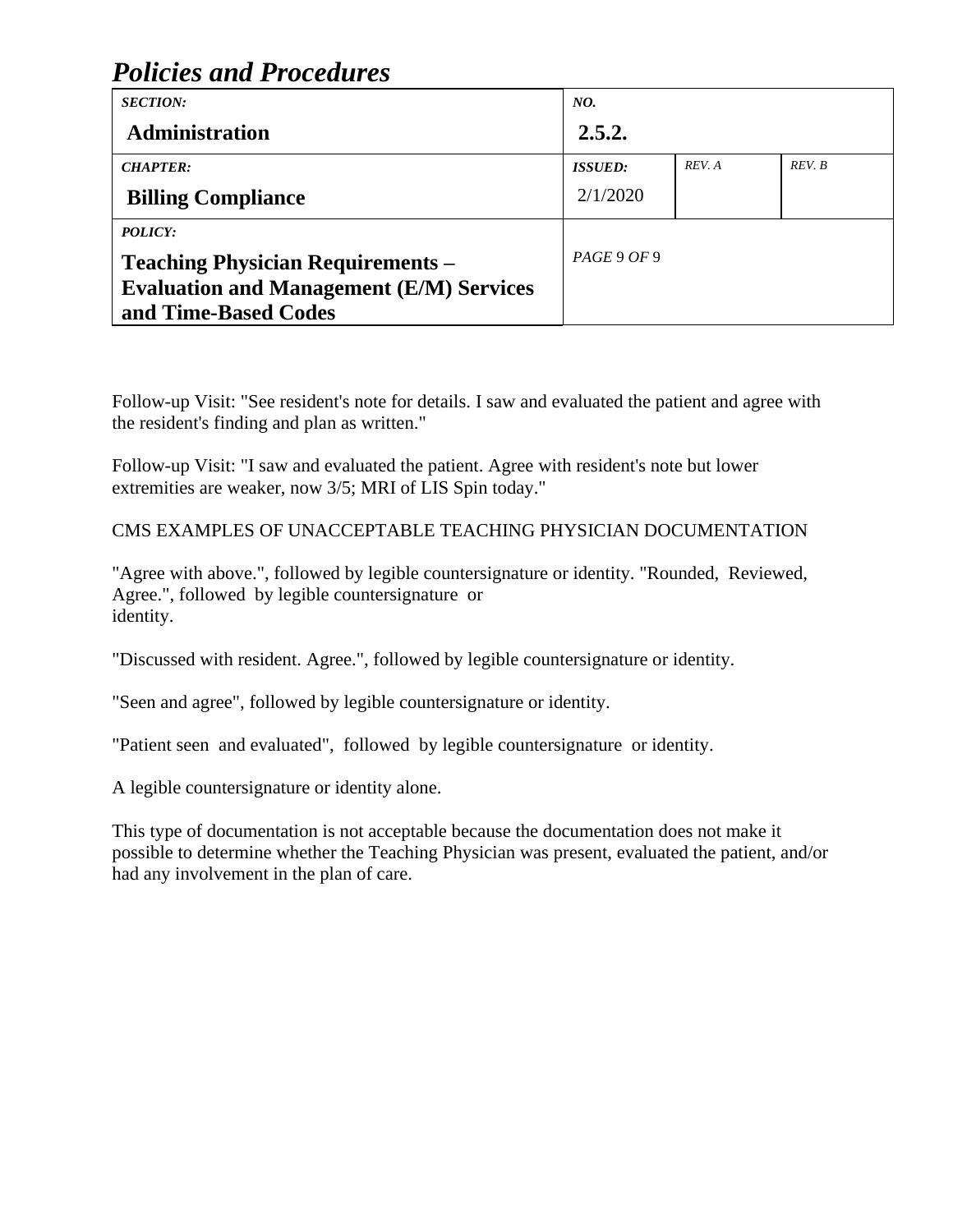Follow-up Visit: "See resident's note for details. I saw and evaluated the patient and agree with the resident's finding and plan as written."

Follow-up Visit: "I saw and evaluated the patient. Agree with resident's note but lower extremities are weaker, now 3/5; MRI of LIS Spin today."

CMS EXAMPLES OF UNACCEPTABLE TEACHING PHYSICIAN DOCUMENTATION

"Agree with above.", followed by legible countersignature or identity. "Rounded, Reviewed, Agree.", followed by legible countersignature or identity.

"Discussed with resident. Agree.", followed by legible countersignature or identity.

"Seen and agree", followed by legible countersignature or identity.

"Patient seen and evaluated", followed by legible countersignature or identity.

A legible countersignature or identity alone.

This type of documentation is not acceptable because the documentation does not make it possible to determine whether the Teaching Physician was present, evaluated the patient, and/or had any involvement in the plan of care.